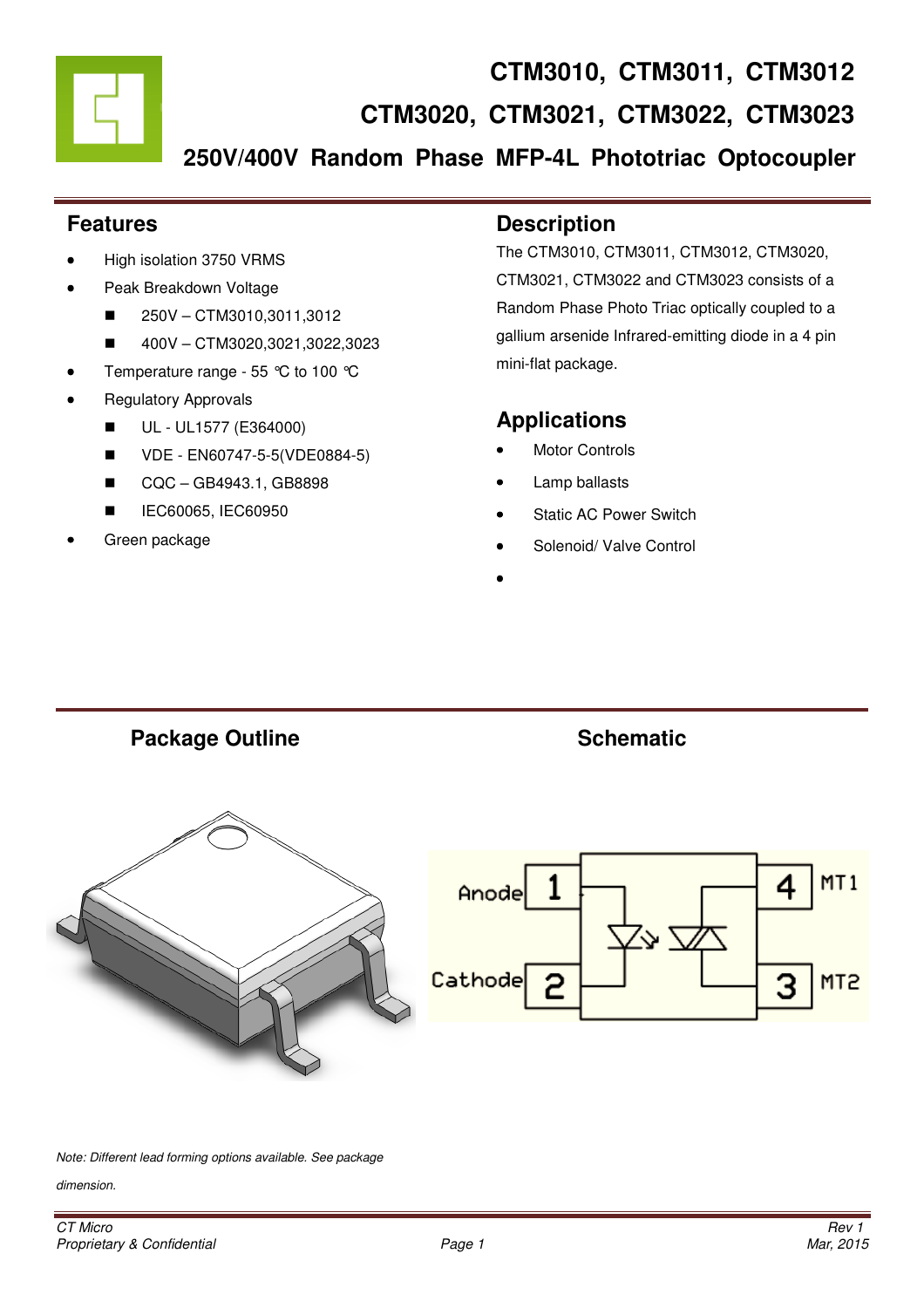# CTM3010, CTM3011, CTM3012
# CTM3020, CTM3021, CTM3022, CTM3023
# 250V/400V Random Phase MFP-4L Phototriac Optocoupler

## Features

- High isolation 3750 VRMS
- Peak Breakdown Voltage
  - 250V – CTM3010,3011,3012
  - 400V – CTM3020,3021,3022,3023
- Temperature range - 55 ℃ to 100 ℃
- Regulatory Approvals
  - UL - UL1577 (E364000)
  - VDE - EN60747-5-5(VDE0884-5)
  - CQC – GB4943.1, GB8898
  - IEC60065, IEC60950
- Green package

## Description

The CTM3010, CTM3011, CTM3012, CTM3020, CTM3021, CTM3022 and CTM3023 consists of a Random Phase Photo Triac optically coupled to a gallium arsenide Infrared-emitting diode in a 4 pin mini-flat package.

## Applications

- Motor Controls
- Lamp ballasts
- Static AC Power Switch
- Solenoid/ Valve Control

## Package Outline

## Schematic

Anode 1, Cathode 2, MT2 3, MT1 4

*Note: Different lead forming options available. See package dimension.*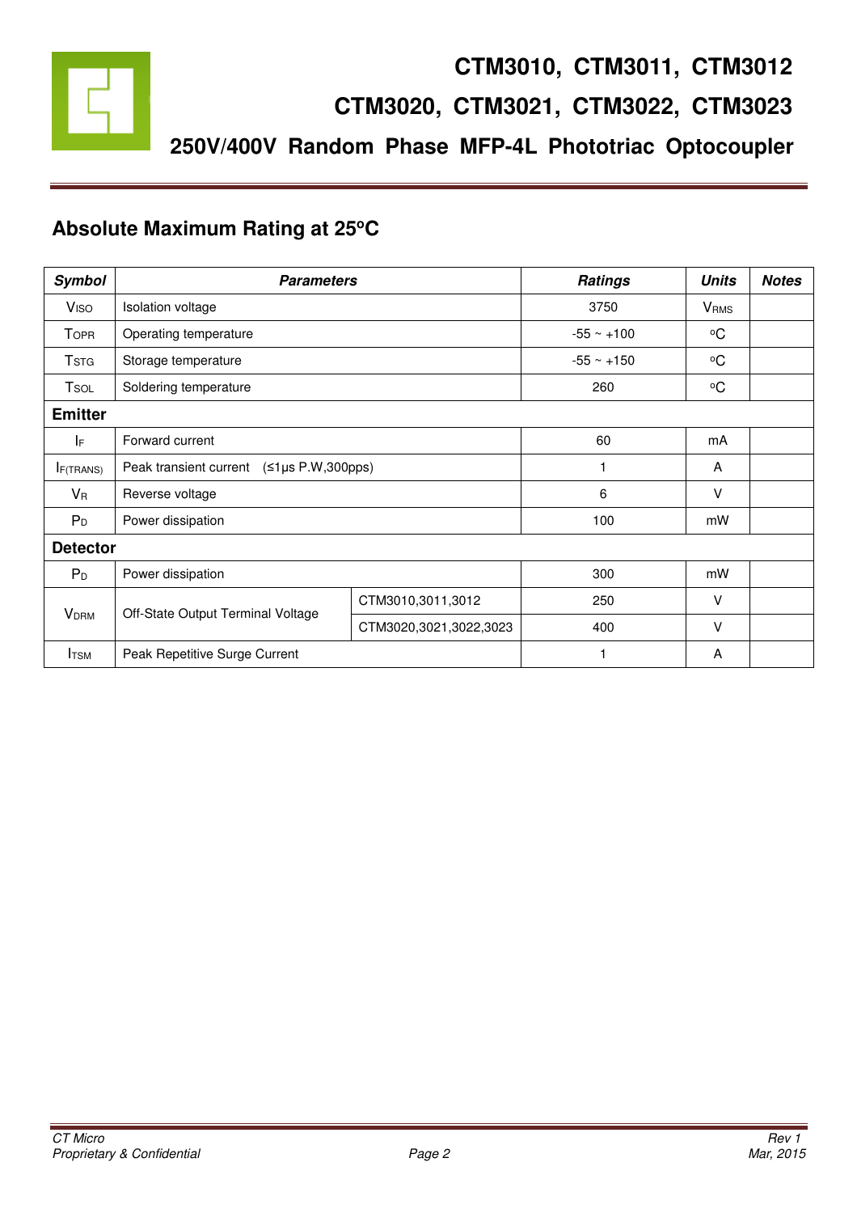# CTM3010, CTM3011, CTM3012
# CTM3020, CTM3021, CTM3022, CTM3023
## 250V/400V Random Phase MFP-4L Phototriac Optocoupler

## Absolute Maximum Rating at 25°C

| *Symbol* | *Parameters* | | *Ratings* | *Units* | *Notes* |
|---|---|---|---|---|---|
| $V_{ISO}$ | Isolation voltage | | 3750 | $V_{RMS}$ | |
| $T_{OPR}$ | Operating temperature | | -55 ~ +100 | °C | |
| $T_{STG}$ | Storage temperature | | -55 ~ +150 | °C | |
| $T_{SOL}$ | Soldering temperature | | 260 | °C | |
| **Emitter** | | | | | |
| $I_F$ | Forward current | | 60 | mA | |
| $I_{F(TRANS)}$ | Peak transient current (≤1µs P.W,300pps) | | 1 | A | |
| $V_R$ | Reverse voltage | | 6 | V | |
| $P_D$ | Power dissipation | | 100 | mW | |
| **Detector** | | | | | |
| $P_D$ | Power dissipation | | 300 | mW | |
| $V_{DRM}$ | Off-State Output Terminal Voltage | CTM3010,3011,3012 | 250 | V | |
| | | CTM3020,3021,3022,3023 | 400 | V | |
| $I_{TSM}$ | Peak Repetitive Surge Current | | 1 | A | |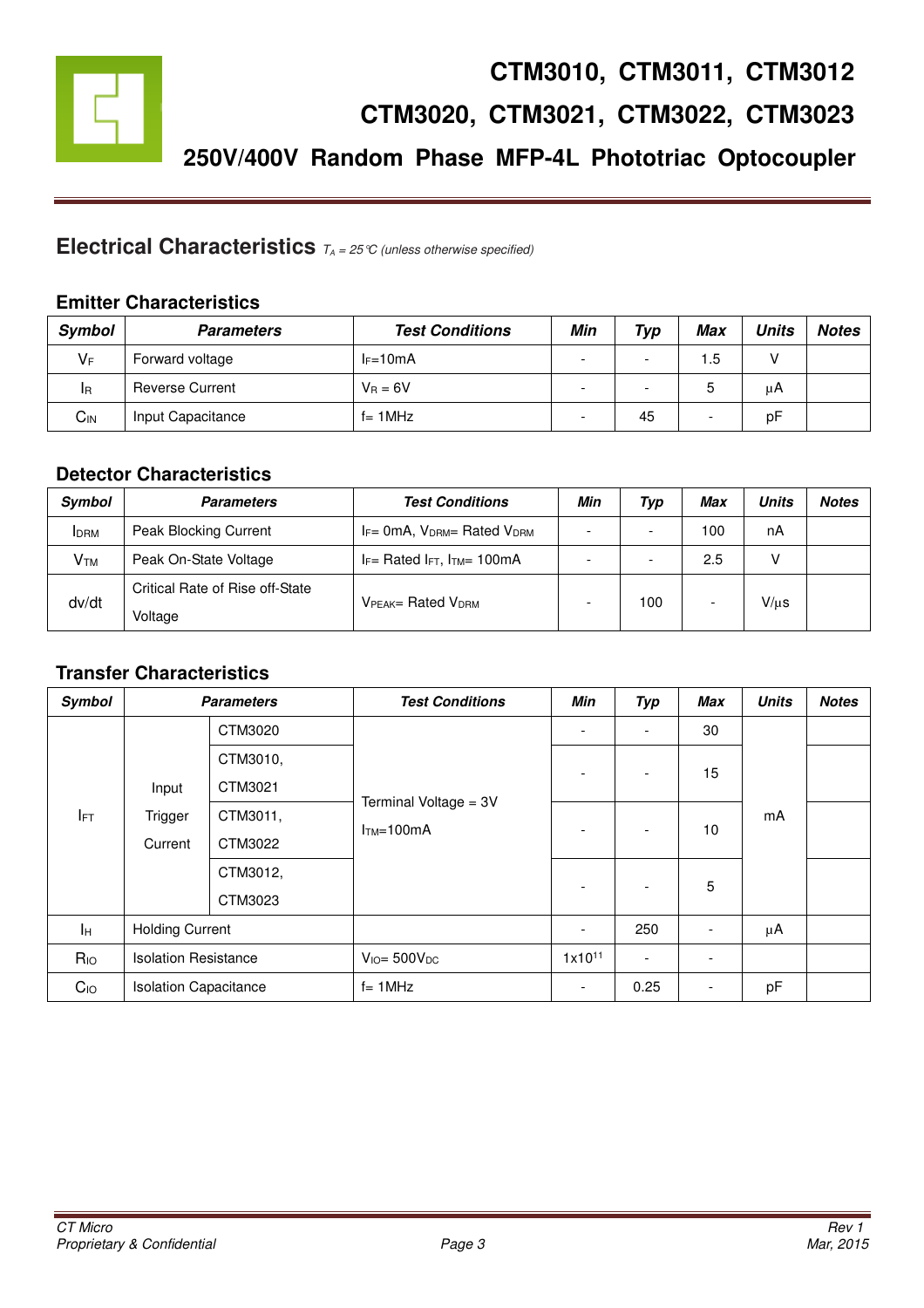# CTM3010, CTM3011, CTM3012
# CTM3020, CTM3021, CTM3022, CTM3023
## 250V/400V Random Phase MFP-4L Phototriac Optocoupler

## Electrical Characteristics *$T_A$ = 25°C (unless otherwise specified)*

### Emitter Characteristics

| Symbol | Parameters | Test Conditions | Min | Typ | Max | Units | Notes |
|---|---|---|---|---|---|---|---|
| $V_F$ | Forward voltage | $I_F$=10mA | - | - | 1.5 | V | |
| $I_R$ | Reverse Current | $V_R$ = 6V | - | - | 5 | μA | |
| $C_{IN}$ | Input Capacitance | f= 1MHz | - | 45 | - | pF | |

### Detector Characteristics

| Symbol | Parameters | Test Conditions | Min | Typ | Max | Units | Notes |
|---|---|---|---|---|---|---|---|
| $I_{DRM}$ | Peak Blocking Current | $I_F$= 0mA, $V_{DRM}$= Rated $V_{DRM}$ | - | - | 100 | nA | |
| $V_{TM}$ | Peak On-State Voltage | $I_F$= Rated $I_{FT}$, $I_{TM}$= 100mA | - | - | 2.5 | V | |
| dv/dt | Critical Rate of Rise off-State Voltage | $V_{PEAK}$= Rated $V_{DRM}$ | - | 100 | - | V/μs | |

### Transfer Characteristics

| Symbol | Parameters | | Test Conditions | Min | Typ | Max | Units | Notes |
|---|---|---|---|---|---|---|---|---|
| $I_{FT}$ | Input Trigger Current | CTM3020 | Terminal Voltage = 3V $I_{TM}$=100mA | - | - | 30 | mA | |
| | | CTM3010, CTM3021 | | - | - | 15 | | |
| | | CTM3011, CTM3022 | | - | - | 10 | | |
| | | CTM3012, CTM3023 | | - | - | 5 | | |
| $I_H$ | Holding Current | | | - | 250 | - | μA | |
| $R_{IO}$ | Isolation Resistance | | $V_{IO}$= 500$V_{DC}$ | $1 \times 10^{11}$ | - | - | | |
| $C_{IO}$ | Isolation Capacitance | | f= 1MHz | - | 0.25 | - | pF | |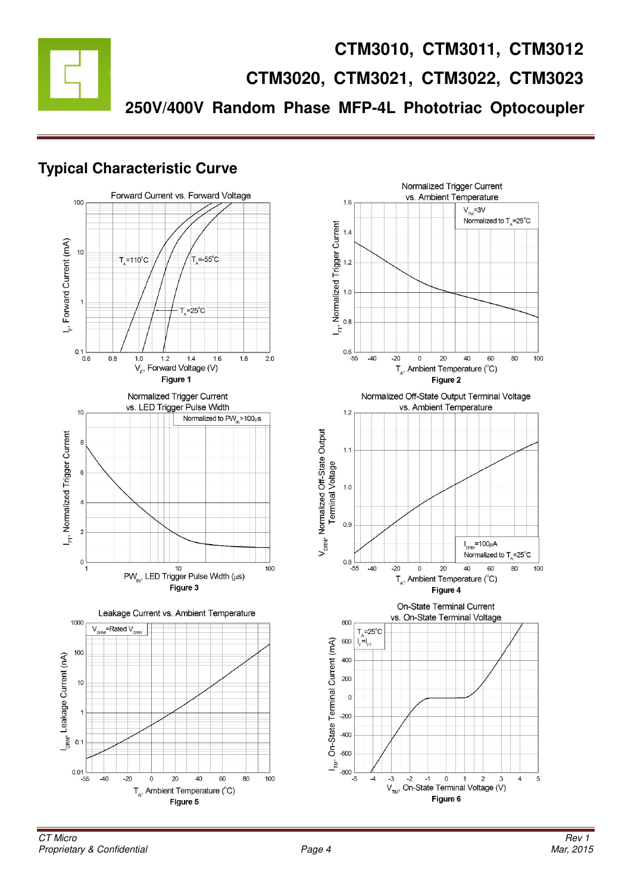## Typical Characteristic Curve

Figure 1

Figure 2

Figure 3

Figure 4

Figure 5

Figure 6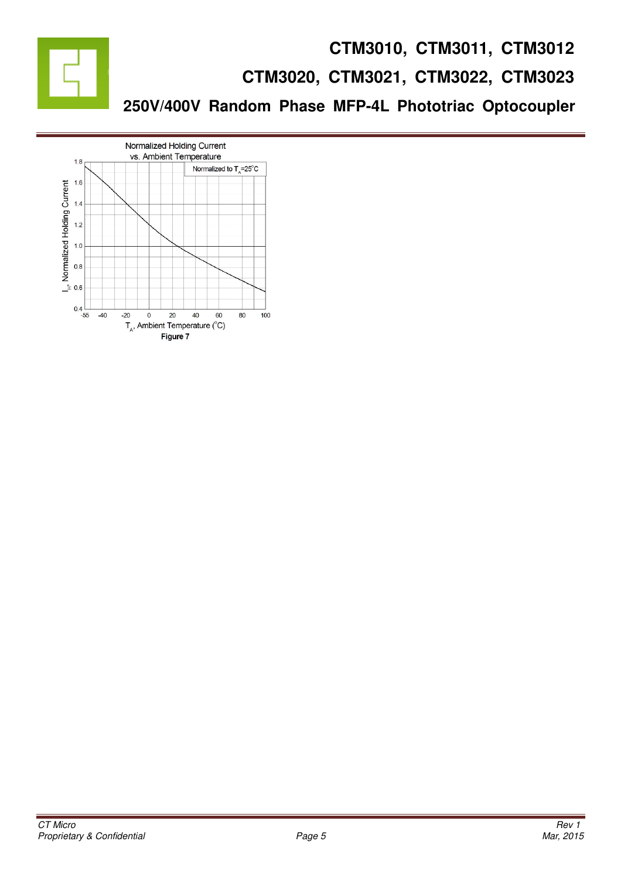Normalized Holding Current vs. Ambient Temperature

Normalized to $T_A$=25°C

$I_H$, Normalized Holding Current

$T_A$, Ambient Temperature (°C)

Figure 7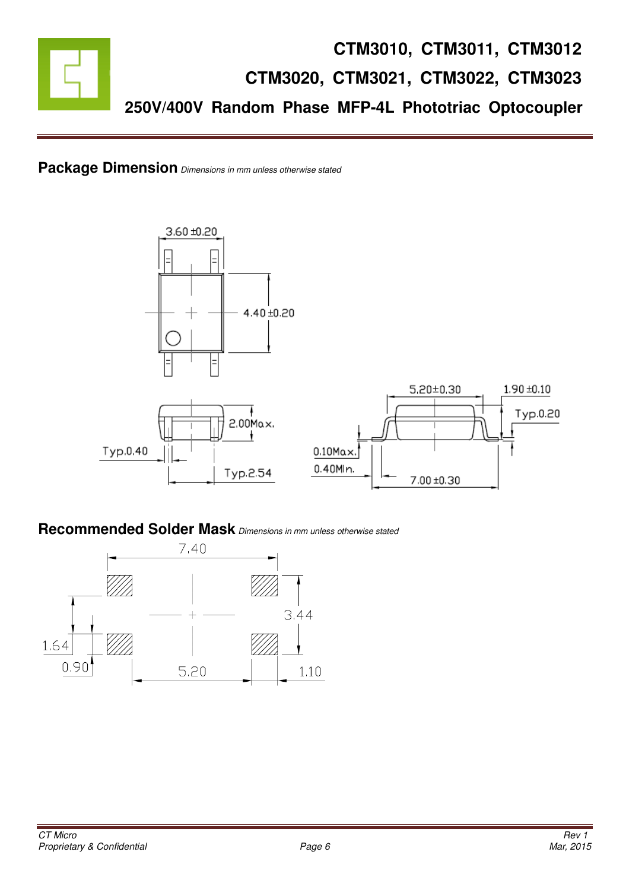## Package Dimension *Dimensions in mm unless otherwise stated*

3.60 ±0.20

4.40 ±0.20

2.00Max.

Typ.0.40

Typ.2.54

5.20±0.30

1.90 ±0.10

Typ.0.20

0.10Max.

0.40Min.

7.00 ±0.30

## Recommended Solder Mask *Dimensions in mm unless otherwise stated*

7.40

3.44

1.64

0.90

5.20

1.10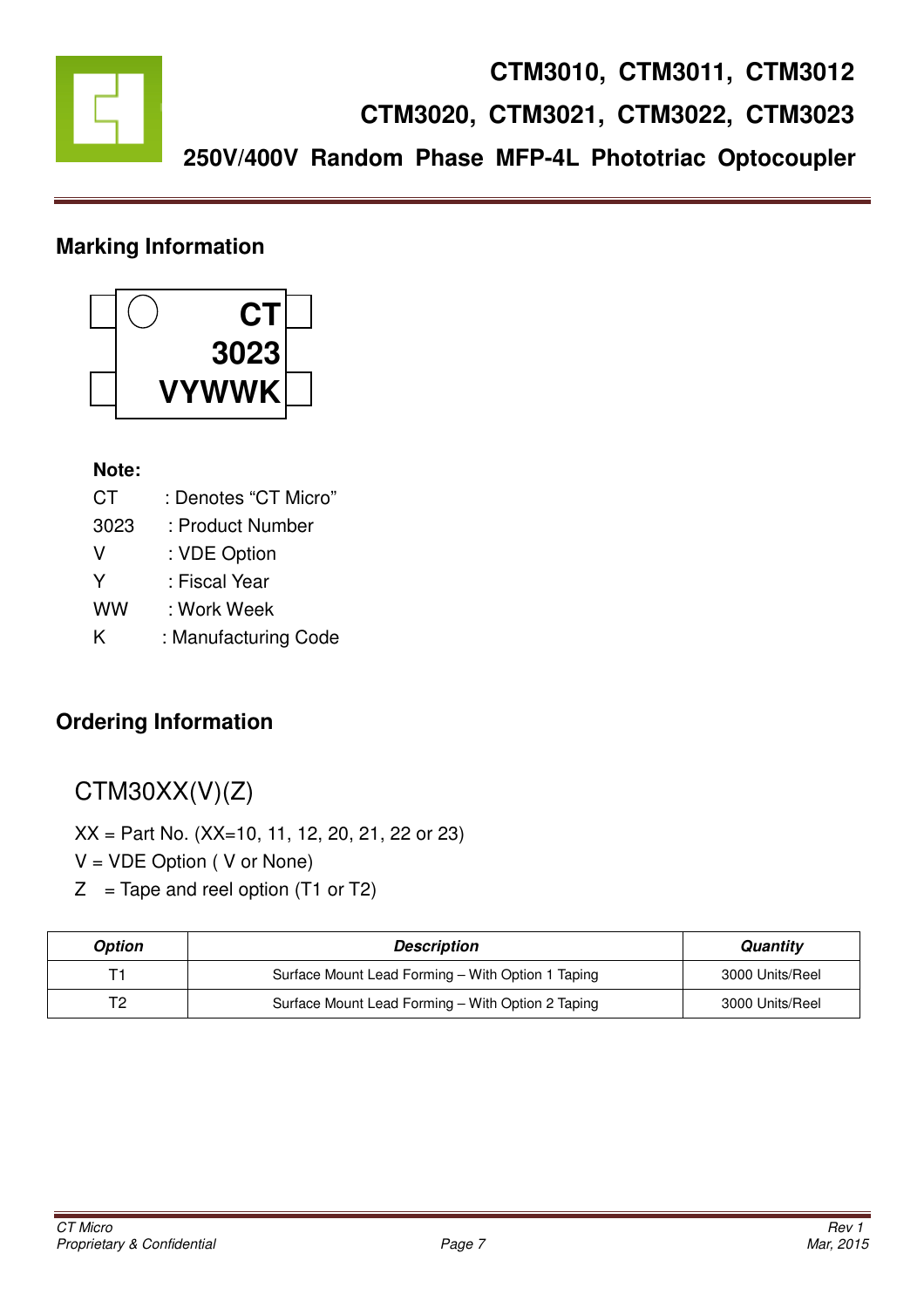## Marking Information

CT
3023
VYWWK

**Note:**

CT : Denotes "CT Micro"
3023 : Product Number
V : VDE Option
Y : Fiscal Year
WW : Work Week
K : Manufacturing Code

## Ordering Information

CTM30XX(V)(Z)

XX = Part No. (XX=10, 11, 12, 20, 21, 22 or 23)
V = VDE Option ( V or None)
Z = Tape and reel option (T1 or T2)

| *Option* | *Description* | *Quantity* |
|---|---|---|
| T1 | Surface Mount Lead Forming – With Option 1 Taping | 3000 Units/Reel |
| T2 | Surface Mount Lead Forming – With Option 2 Taping | 3000 Units/Reel |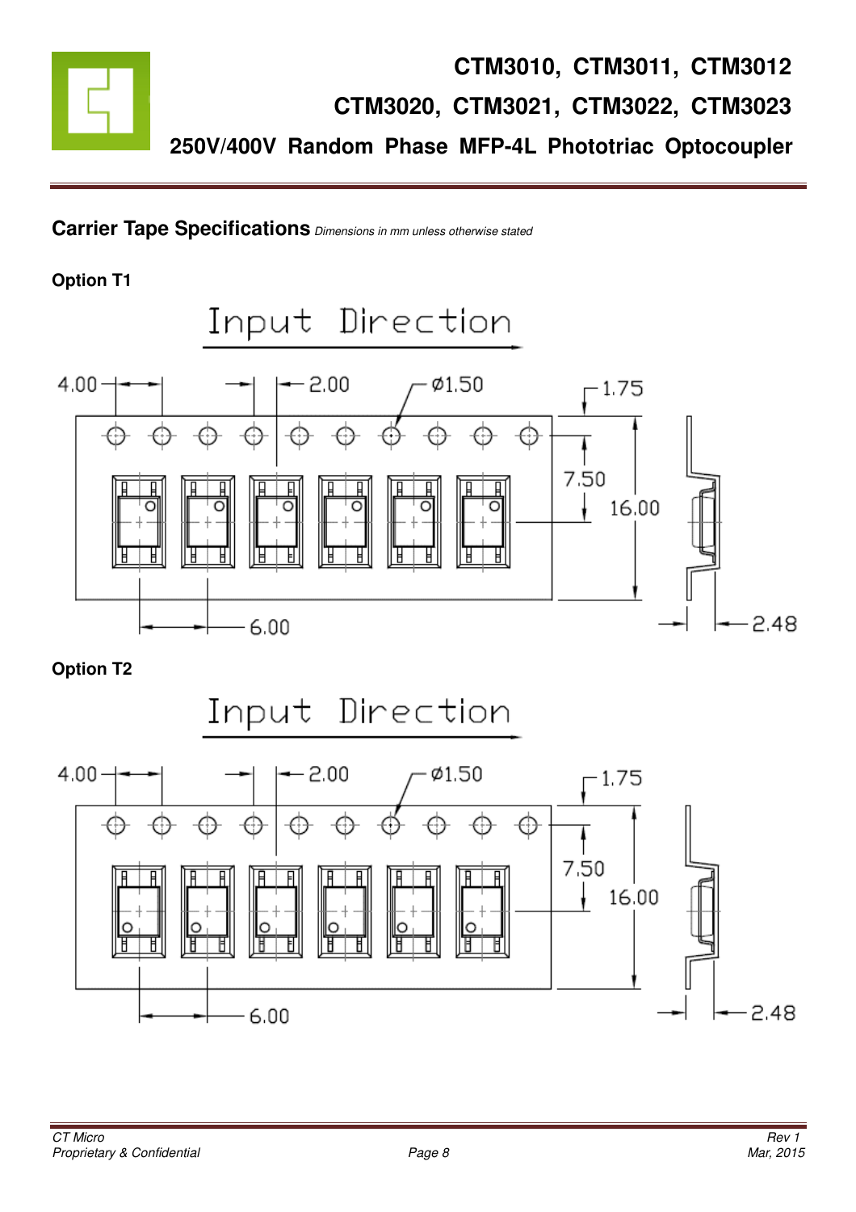## Carrier Tape Specifications *Dimensions in mm unless otherwise stated*

**Option T1**

Input Direction

4.00 2.00 Ø1.50 1.75 7.50 16.00 6.00 2.48

**Option T2**

Input Direction

4.00 2.00 Ø1.50 1.75 7.50 16.00 6.00 2.48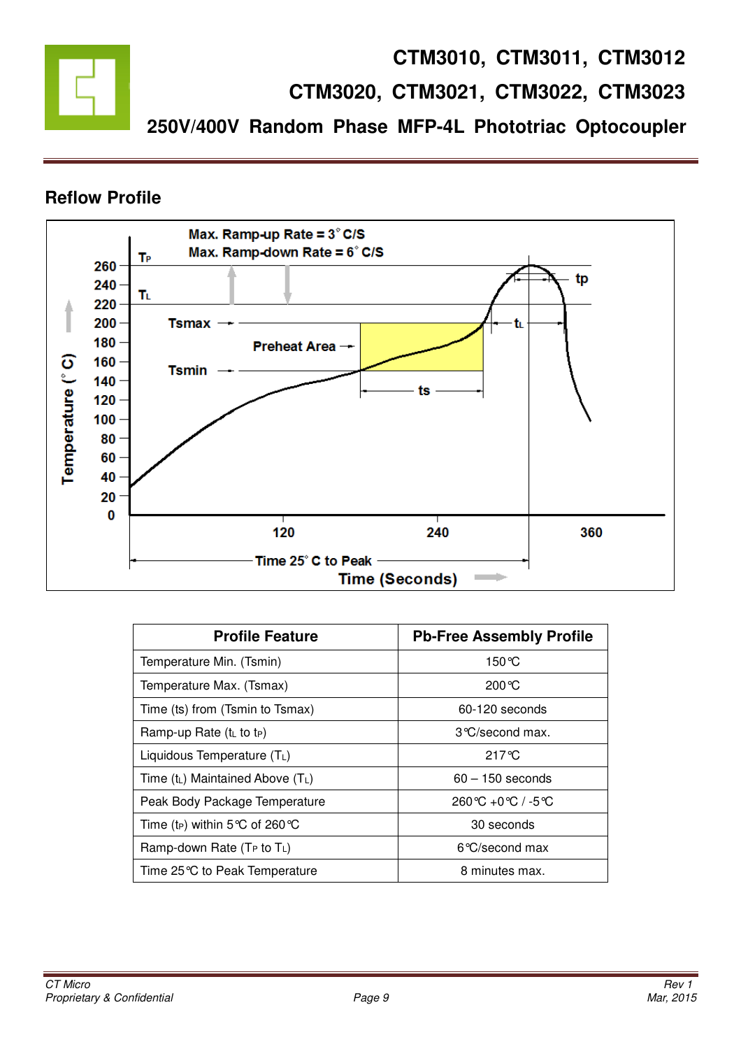## Reflow Profile

| Profile Feature | Pb-Free Assembly Profile |
|---|---|
| Temperature Min. (Tsmin) | 150°C |
| Temperature Max. (Tsmax) | 200°C |
| Time (ts) from (Tsmin to Tsmax) | 60-120 seconds |
| Ramp-up Rate ($t_L$ to $t_P$) | 3°C/second max. |
| Liquidous Temperature ($T_L$) | 217°C |
| Time ($t_L$) Maintained Above ($T_L$) | 60 – 150 seconds |
| Peak Body Package Temperature | 260°C +0°C / -5°C |
| Time ($t_P$) within 5°C of 260°C | 30 seconds |
| Ramp-down Rate ($T_P$ to $T_L$) | 6°C/second max |
| Time 25°C to Peak Temperature | 8 minutes max. |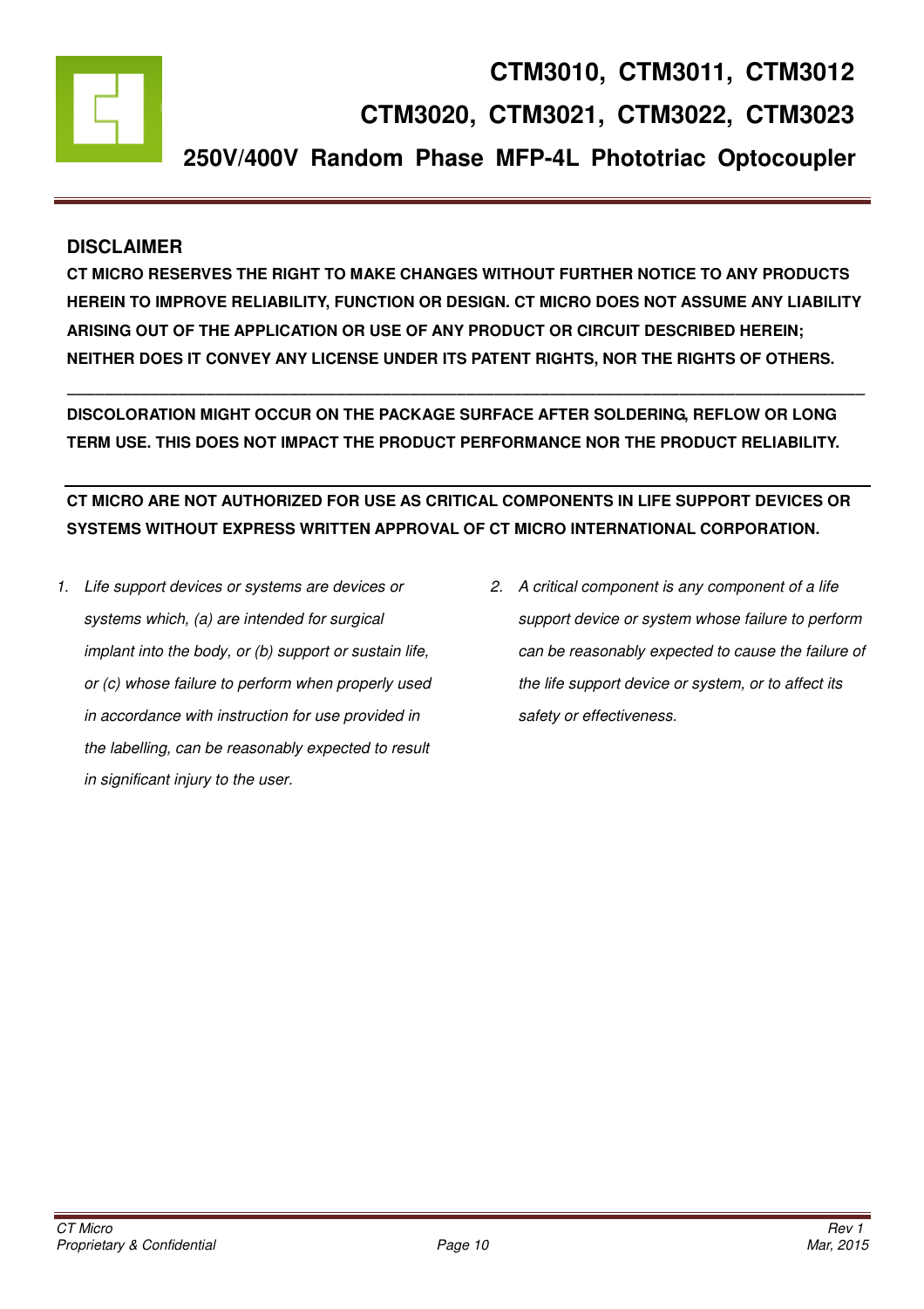## DISCLAIMER

**CT MICRO RESERVES THE RIGHT TO MAKE CHANGES WITHOUT FURTHER NOTICE TO ANY PRODUCTS HEREIN TO IMPROVE RELIABILITY, FUNCTION OR DESIGN. CT MICRO DOES NOT ASSUME ANY LIABILITY ARISING OUT OF THE APPLICATION OR USE OF ANY PRODUCT OR CIRCUIT DESCRIBED HEREIN; NEITHER DOES IT CONVEY ANY LICENSE UNDER ITS PATENT RIGHTS, NOR THE RIGHTS OF OTHERS.**

---

**DISCOLORATION MIGHT OCCUR ON THE PACKAGE SURFACE AFTER SOLDERING, REFLOW OR LONG TERM USE. THIS DOES NOT IMPACT THE PRODUCT PERFORMANCE NOR THE PRODUCT RELIABILITY.**

---

**CT MICRO ARE NOT AUTHORIZED FOR USE AS CRITICAL COMPONENTS IN LIFE SUPPORT DEVICES OR SYSTEMS WITHOUT EXPRESS WRITTEN APPROVAL OF CT MICRO INTERNATIONAL CORPORATION.**

1. *Life support devices or systems are devices or systems which, (a) are intended for surgical implant into the body, or (b) support or sustain life, or (c) whose failure to perform when properly used in accordance with instruction for use provided in the labelling, can be reasonably expected to result in significant injury to the user.*
2. *A critical component is any component of a life support device or system whose failure to perform can be reasonably expected to cause the failure of the life support device or system, or to affect its safety or effectiveness.*